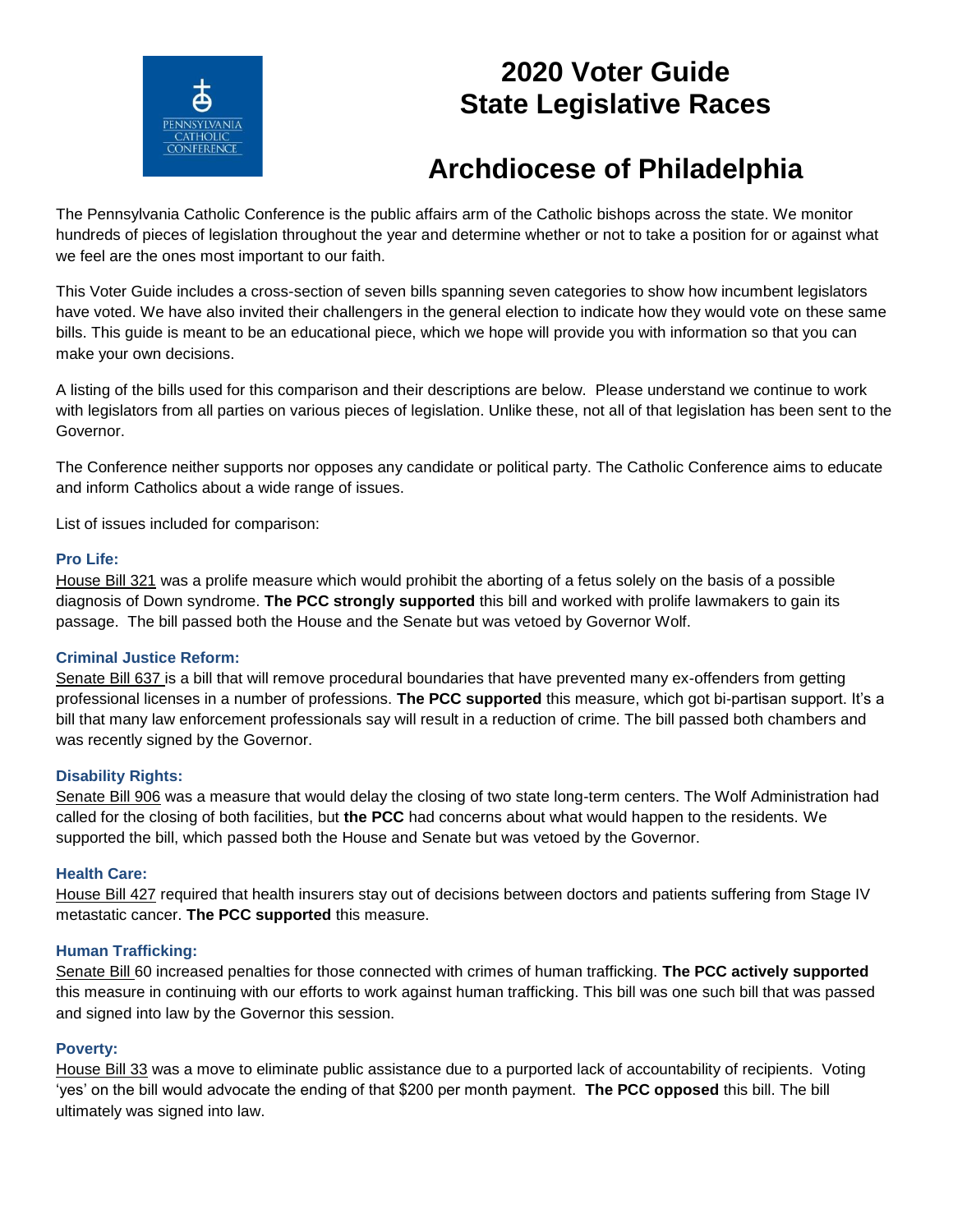# 2020 Voter Guide
# State Legislative Races

# Archdiocese of Philadelphia

The Pennsylvania Catholic Conference is the public affairs arm of the Catholic bishops across the state. We monitor hundreds of pieces of legislation throughout the year and determine whether or not to take a position for or against what we feel are the ones most important to our faith.

This Voter Guide includes a cross-section of seven bills spanning seven categories to show how incumbent legislators have voted. We have also invited their challengers in the general election to indicate how they would vote on these same bills. This guide is meant to be an educational piece, which we hope will provide you with information so that you can make your own decisions.

A listing of the bills used for this comparison and their descriptions are below. Please understand we continue to work with legislators from all parties on various pieces of legislation. Unlike these, not all of that legislation has been sent to the Governor.

The Conference neither supports nor opposes any candidate or political party. The Catholic Conference aims to educate and inform Catholics about a wide range of issues.

List of issues included for comparison:

### Pro Life:

House Bill 321 was a prolife measure which would prohibit the aborting of a fetus solely on the basis of a possible diagnosis of Down syndrome. **The PCC strongly supported** this bill and worked with prolife lawmakers to gain its passage. The bill passed both the House and the Senate but was vetoed by Governor Wolf.

### Criminal Justice Reform:

Senate Bill 637 is a bill that will remove procedural boundaries that have prevented many ex-offenders from getting professional licenses in a number of professions. **The PCC supported** this measure, which got bi-partisan support. It's a bill that many law enforcement professionals say will result in a reduction of crime. The bill passed both chambers and was recently signed by the Governor.

### Disability Rights:

Senate Bill 906 was a measure that would delay the closing of two state long-term centers. The Wolf Administration had called for the closing of both facilities, but **the PCC** had concerns about what would happen to the residents. We supported the bill, which passed both the House and Senate but was vetoed by the Governor.

### Health Care:

House Bill 427 required that health insurers stay out of decisions between doctors and patients suffering from Stage IV metastatic cancer. **The PCC supported** this measure.

### Human Trafficking:

Senate Bill 60 increased penalties for those connected with crimes of human trafficking. **The PCC actively supported** this measure in continuing with our efforts to work against human trafficking. This bill was one such bill that was passed and signed into law by the Governor this session.

### Poverty:

House Bill 33 was a move to eliminate public assistance due to a purported lack of accountability of recipients. Voting 'yes' on the bill would advocate the ending of that $200 per month payment. **The PCC opposed** this bill. The bill ultimately was signed into law.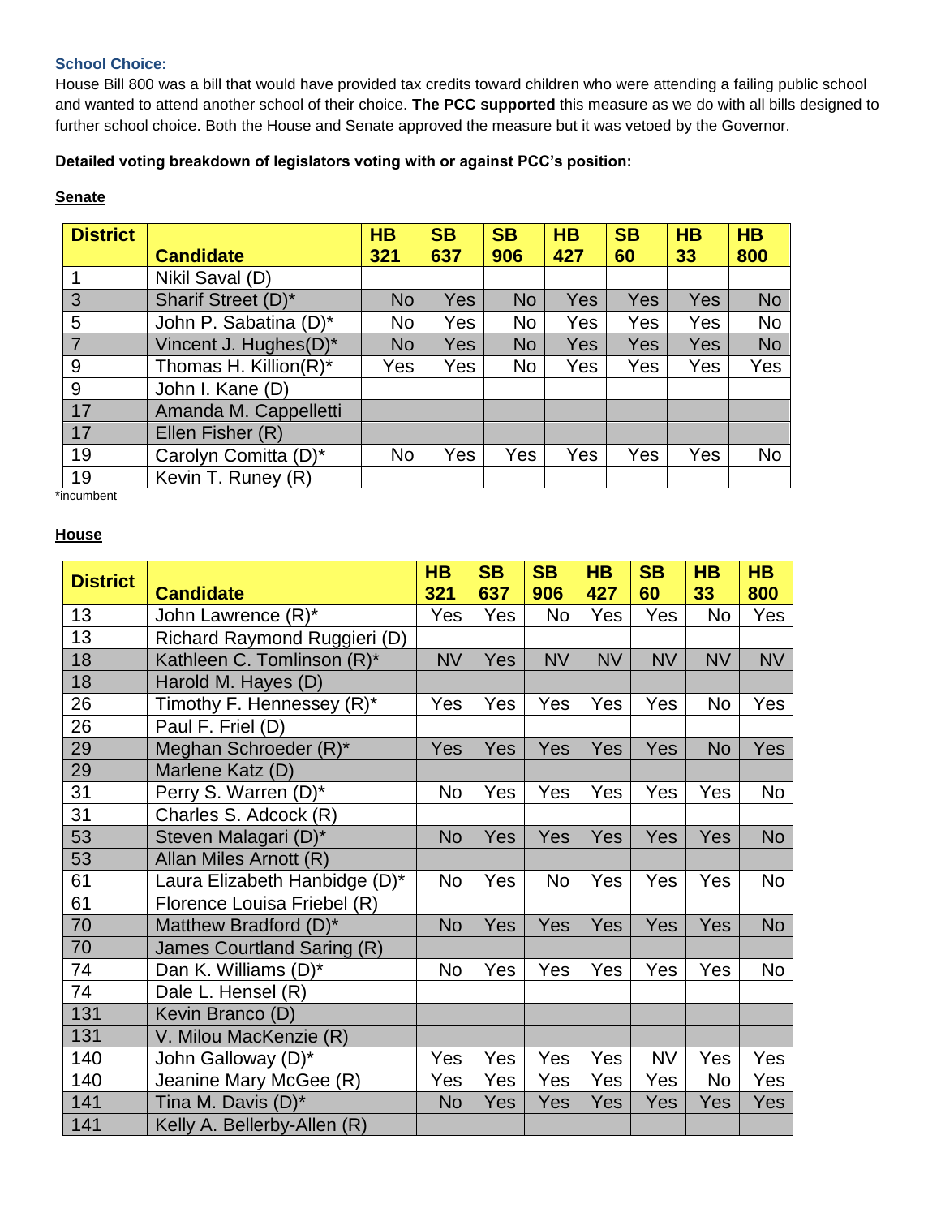### School Choice:

House Bill 800 was a bill that would have provided tax credits toward children who were attending a failing public school and wanted to attend another school of their choice. **The PCC supported** this measure as we do with all bills designed to further school choice. Both the House and Senate approved the measure but it was vetoed by the Governor.

**Detailed voting breakdown of legislators voting with or against PCC's position:**

**Senate**

| District | Candidate | HB 321 | SB 637 | SB 906 | HB 427 | SB 60 | HB 33 | HB 800 |
|---|---|---|---|---|---|---|---|---|
| 1 | Nikil Saval (D) | | | | | | | |
| 3 | Sharif Street (D)* | No | Yes | No | Yes | Yes | Yes | No |
| 5 | John P. Sabatina (D)* | No | Yes | No | Yes | Yes | Yes | No |
| 7 | Vincent J. Hughes(D)* | No | Yes | No | Yes | Yes | Yes | No |
| 9 | Thomas H. Killion(R)* | Yes | Yes | No | Yes | Yes | Yes | Yes |
| 9 | John I. Kane (D) | | | | | | | |
| 17 | Amanda M. Cappelletti | | | | | | | |
| 17 | Ellen Fisher (R) | | | | | | | |
| 19 | Carolyn Comitta (D)* | No | Yes | Yes | Yes | Yes | Yes | No |
| 19 | Kevin T. Runey (R) | | | | | | | |

*incumbent

**House**

| District | Candidate | HB 321 | SB 637 | SB 906 | HB 427 | SB 60 | HB 33 | HB 800 |
|---|---|---|---|---|---|---|---|---|
| 13 | John Lawrence (R)* | Yes | Yes | No | Yes | Yes | No | Yes |
| 13 | Richard Raymond Ruggieri (D) | | | | | | | |
| 18 | Kathleen C. Tomlinson (R)* | NV | Yes | NV | NV | NV | NV | NV |
| 18 | Harold M. Hayes (D) | | | | | | | |
| 26 | Timothy F. Hennessey (R)* | Yes | Yes | Yes | Yes | Yes | No | Yes |
| 26 | Paul F. Friel (D) | | | | | | | |
| 29 | Meghan Schroeder (R)* | Yes | Yes | Yes | Yes | Yes | No | Yes |
| 29 | Marlene Katz (D) | | | | | | | |
| 31 | Perry S. Warren (D)* | No | Yes | Yes | Yes | Yes | Yes | No |
| 31 | Charles S. Adcock (R) | | | | | | | |
| 53 | Steven Malagari (D)* | No | Yes | Yes | Yes | Yes | Yes | No |
| 53 | Allan Miles Arnott (R) | | | | | | | |
| 61 | Laura Elizabeth Hanbidge (D)* | No | Yes | No | Yes | Yes | Yes | No |
| 61 | Florence Louisa Friebel (R) | | | | | | | |
| 70 | Matthew Bradford (D)* | No | Yes | Yes | Yes | Yes | Yes | No |
| 70 | James Courtland Saring (R) | | | | | | | |
| 74 | Dan K. Williams (D)* | No | Yes | Yes | Yes | Yes | Yes | No |
| 74 | Dale L. Hensel (R) | | | | | | | |
| 131 | Kevin Branco (D) | | | | | | | |
| 131 | V. Milou MacKenzie (R) | | | | | | | |
| 140 | John Galloway (D)* | Yes | Yes | Yes | Yes | NV | Yes | Yes |
| 140 | Jeanine Mary McGee (R) | Yes | Yes | Yes | Yes | Yes | No | Yes |
| 141 | Tina M. Davis (D)* | No | Yes | Yes | Yes | Yes | Yes | Yes |
| 141 | Kelly A. Bellerby-Allen (R) | | | | | | | |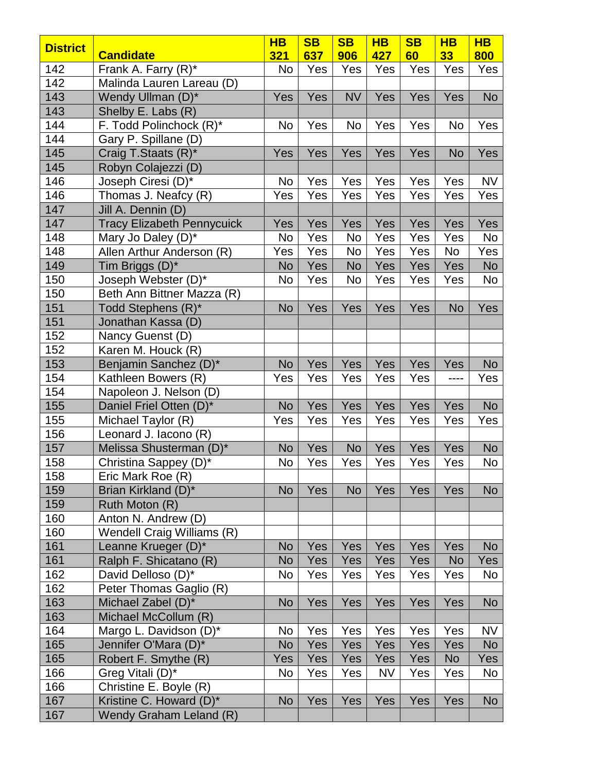| District | Candidate | HB 321 | SB 637 | SB 906 | HB 427 | SB 60 | HB 33 | HB 800 |
|---|---|---|---|---|---|---|---|---|
| 142 | Frank A. Farry (R)* | No | Yes | Yes | Yes | Yes | Yes | Yes |
| 142 | Malinda Lauren Lareau (D) | | | | | | | |
| 143 | Wendy Ullman (D)* | Yes | Yes | NV | Yes | Yes | Yes | No |
| 143 | Shelby E. Labs (R) | | | | | | | |
| 144 | F. Todd Polinchock (R)* | No | Yes | No | Yes | Yes | No | Yes |
| 144 | Gary P. Spillane (D) | | | | | | | |
| 145 | Craig T.Staats (R)* | Yes | Yes | Yes | Yes | Yes | No | Yes |
| 145 | Robyn Colajezzi (D) | | | | | | | |
| 146 | Joseph Ciresi (D)* | No | Yes | Yes | Yes | Yes | Yes | NV |
| 146 | Thomas J. Neafcy (R) | Yes | Yes | Yes | Yes | Yes | Yes | Yes |
| 147 | Jill A. Dennin (D) | | | | | | | |
| 147 | Tracy Elizabeth Pennycuick | Yes | Yes | Yes | Yes | Yes | Yes | Yes |
| 148 | Mary Jo Daley (D)* | No | Yes | No | Yes | Yes | Yes | No |
| 148 | Allen Arthur Anderson (R) | Yes | Yes | No | Yes | Yes | No | Yes |
| 149 | Tim Briggs (D)* | No | Yes | No | Yes | Yes | Yes | No |
| 150 | Joseph Webster (D)* | No | Yes | No | Yes | Yes | Yes | No |
| 150 | Beth Ann Bittner Mazza (R) | | | | | | | |
| 151 | Todd Stephens (R)* | No | Yes | Yes | Yes | Yes | No | Yes |
| 151 | Jonathan Kassa (D) | | | | | | | |
| 152 | Nancy Guenst (D) | | | | | | | |
| 152 | Karen M. Houck (R) | | | | | | | |
| 153 | Benjamin Sanchez (D)* | No | Yes | Yes | Yes | Yes | Yes | No |
| 154 | Kathleen Bowers (R) | Yes | Yes | Yes | Yes | Yes | ---- | Yes |
| 154 | Napoleon J. Nelson (D) | | | | | | | |
| 155 | Daniel Friel Otten (D)* | No | Yes | Yes | Yes | Yes | Yes | No |
| 155 | Michael Taylor (R) | Yes | Yes | Yes | Yes | Yes | Yes | Yes |
| 156 | Leonard J. Iacono (R) | | | | | | | |
| 157 | Melissa Shusterman (D)* | No | Yes | No | Yes | Yes | Yes | No |
| 158 | Christina Sappey (D)* | No | Yes | Yes | Yes | Yes | Yes | No |
| 158 | Eric Mark Roe (R) | | | | | | | |
| 159 | Brian Kirkland (D)* | No | Yes | No | Yes | Yes | Yes | No |
| 159 | Ruth Moton (R) | | | | | | | |
| 160 | Anton N. Andrew (D) | | | | | | | |
| 160 | Wendell Craig Williams (R) | | | | | | | |
| 161 | Leanne Krueger (D)* | No | Yes | Yes | Yes | Yes | Yes | No |
| 161 | Ralph F. Shicatano (R) | No | Yes | Yes | Yes | Yes | No | Yes |
| 162 | David Delloso (D)* | No | Yes | Yes | Yes | Yes | Yes | No |
| 162 | Peter Thomas Gaglio (R) | | | | | | | |
| 163 | Michael Zabel (D)* | No | Yes | Yes | Yes | Yes | Yes | No |
| 163 | Michael McCollum (R) | | | | | | | |
| 164 | Margo L. Davidson (D)* | No | Yes | Yes | Yes | Yes | Yes | NV |
| 165 | Jennifer O'Mara (D)* | No | Yes | Yes | Yes | Yes | Yes | No |
| 165 | Robert F. Smythe (R) | Yes | Yes | Yes | Yes | Yes | No | Yes |
| 166 | Greg Vitali (D)* | No | Yes | Yes | NV | Yes | Yes | No |
| 166 | Christine E. Boyle (R) | | | | | | | |
| 167 | Kristine C. Howard (D)* | No | Yes | Yes | Yes | Yes | Yes | No |
| 167 | Wendy Graham Leland (R) | | | | | | | |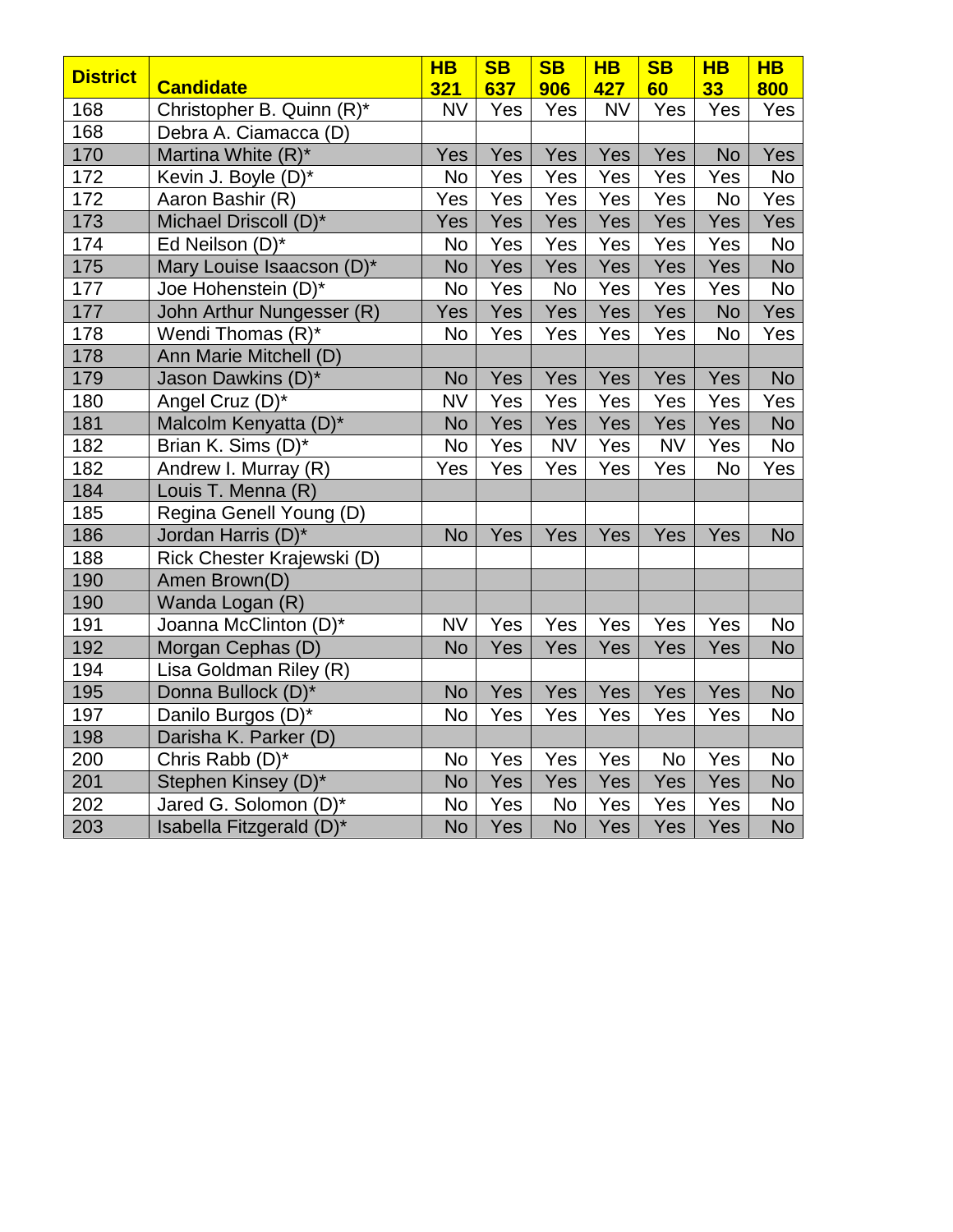| District | Candidate | HB 321 | SB 637 | SB 906 | HB 427 | SB 60 | HB 33 | HB 800 |
|---|---|---|---|---|---|---|---|---|
| 168 | Christopher B. Quinn (R)* | NV | Yes | Yes | NV | Yes | Yes | Yes |
| 168 | Debra A. Ciamacca (D) | | | | | | | |
| 170 | Martina White (R)* | Yes | Yes | Yes | Yes | Yes | No | Yes |
| 172 | Kevin J. Boyle (D)* | No | Yes | Yes | Yes | Yes | Yes | No |
| 172 | Aaron Bashir (R) | Yes | Yes | Yes | Yes | Yes | No | Yes |
| 173 | Michael Driscoll (D)* | Yes | Yes | Yes | Yes | Yes | Yes | Yes |
| 174 | Ed Neilson (D)* | No | Yes | Yes | Yes | Yes | Yes | No |
| 175 | Mary Louise Isaacson (D)* | No | Yes | Yes | Yes | Yes | Yes | No |
| 177 | Joe Hohenstein (D)* | No | Yes | No | Yes | Yes | Yes | No |
| 177 | John Arthur Nungesser (R) | Yes | Yes | Yes | Yes | Yes | No | Yes |
| 178 | Wendi Thomas (R)* | No | Yes | Yes | Yes | Yes | No | Yes |
| 178 | Ann Marie Mitchell (D) | | | | | | | |
| 179 | Jason Dawkins (D)* | No | Yes | Yes | Yes | Yes | Yes | No |
| 180 | Angel Cruz (D)* | NV | Yes | Yes | Yes | Yes | Yes | Yes |
| 181 | Malcolm Kenyatta (D)* | No | Yes | Yes | Yes | Yes | Yes | No |
| 182 | Brian K. Sims (D)* | No | Yes | NV | Yes | NV | Yes | No |
| 182 | Andrew I. Murray (R) | Yes | Yes | Yes | Yes | Yes | No | Yes |
| 184 | Louis T. Menna (R) | | | | | | | |
| 185 | Regina Genell Young (D) | | | | | | | |
| 186 | Jordan Harris (D)* | No | Yes | Yes | Yes | Yes | Yes | No |
| 188 | Rick Chester Krajewski (D) | | | | | | | |
| 190 | Amen Brown(D) | | | | | | | |
| 190 | Wanda Logan (R) | | | | | | | |
| 191 | Joanna McClinton (D)* | NV | Yes | Yes | Yes | Yes | Yes | No |
| 192 | Morgan Cephas (D) | No | Yes | Yes | Yes | Yes | Yes | No |
| 194 | Lisa Goldman Riley (R) | | | | | | | |
| 195 | Donna Bullock (D)* | No | Yes | Yes | Yes | Yes | Yes | No |
| 197 | Danilo Burgos (D)* | No | Yes | Yes | Yes | Yes | Yes | No |
| 198 | Darisha K. Parker (D) | | | | | | | |
| 200 | Chris Rabb (D)* | No | Yes | Yes | Yes | No | Yes | No |
| 201 | Stephen Kinsey (D)* | No | Yes | Yes | Yes | Yes | Yes | No |
| 202 | Jared G. Solomon (D)* | No | Yes | No | Yes | Yes | Yes | No |
| 203 | Isabella Fitzgerald (D)* | No | Yes | No | Yes | Yes | Yes | No |